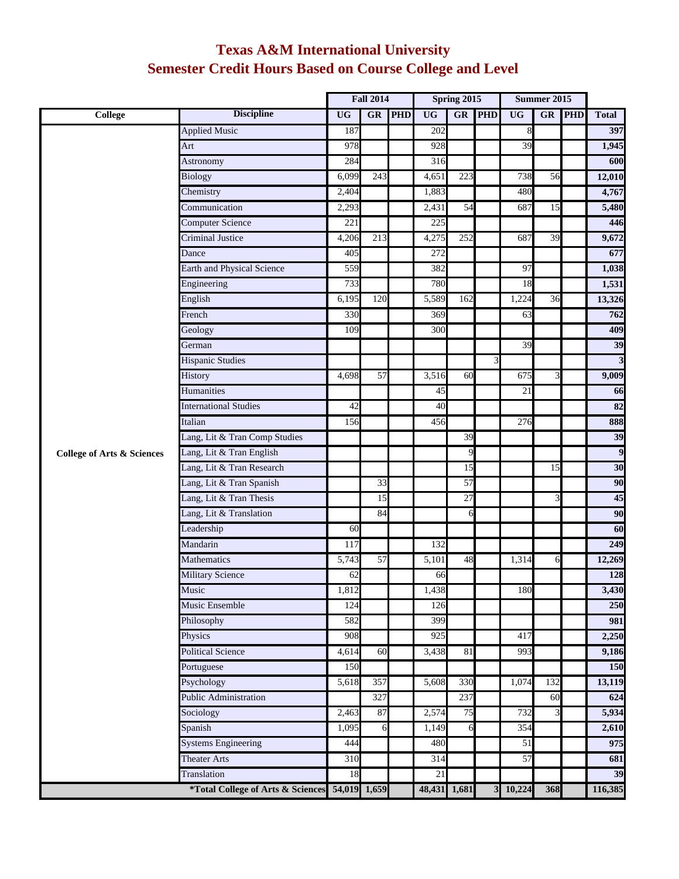# Texas A&M International University
# Semester Credit Hours Based on Course College and Level

| College | Discipline | Fall 2014 | | | Spring 2015 | | | Summer 2015 | | | |
|---|---|---|---|---|---|---|---|---|---|---|---|
| | | UG | GR | PHD | UG | GR | PHD | UG | GR | PHD | Total |
| College of Arts & Sciences | Applied Music | 187 | | | 202 | | | 8 | | | **397** |
| | Art | 978 | | | 928 | | | 39 | | | **1,945** |
| | Astronomy | 284 | | | 316 | | | | | | **600** |
| | Biology | 6,099 | 243 | | 4,651 | 223 | | 738 | 56 | | **12,010** |
| | Chemistry | 2,404 | | | 1,883 | | | 480 | | | **4,767** |
| | Communication | 2,293 | | | 2,431 | 54 | | 687 | 15 | | **5,480** |
| | Computer Science | 221 | | | 225 | | | | | | **446** |
| | Criminal Justice | 4,206 | 213 | | 4,275 | 252 | | 687 | 39 | | **9,672** |
| | Dance | 405 | | | 272 | | | | | | **677** |
| | Earth and Physical Science | 559 | | | 382 | | | 97 | | | **1,038** |
| | Engineering | 733 | | | 780 | | | 18 | | | **1,531** |
| | English | 6,195 | 120 | | 5,589 | 162 | | 1,224 | 36 | | **13,326** |
| | French | 330 | | | 369 | | | 63 | | | **762** |
| | Geology | 109 | | | 300 | | | | | | **409** |
| | German | | | | | | | 39 | | | **39** |
| | Hispanic Studies | | | | | | 3 | | | | **3** |
| | History | 4,698 | 57 | | 3,516 | 60 | | 675 | 3 | | **9,009** |
| | Humanities | | | | 45 | | | 21 | | | **66** |
| | International Studies | 42 | | | 40 | | | | | | **82** |
| | Italian | 156 | | | 456 | | | 276 | | | **888** |
| | Lang, Lit & Tran Comp Studies | | | | | 39 | | | | | **39** |
| | Lang, Lit & Tran English | | | | | 9 | | | | | **9** |
| | Lang, Lit & Tran Research | | | | | 15 | | | 15 | | **30** |
| | Lang, Lit & Tran Spanish | | 33 | | | 57 | | | | | **90** |
| | Lang, Lit & Tran Thesis | | 15 | | | 27 | | | 3 | | **45** |
| | Lang, Lit & Translation | | 84 | | | 6 | | | | | **90** |
| | Leadership | 60 | | | | | | | | | **60** |
| | Mandarin | 117 | | | 132 | | | | | | **249** |
| | Mathematics | 5,743 | 57 | | 5,101 | 48 | | 1,314 | 6 | | **12,269** |
| | Military Science | 62 | | | 66 | | | | | | **128** |
| | Music | 1,812 | | | 1,438 | | | 180 | | | **3,430** |
| | Music Ensemble | 124 | | | 126 | | | | | | **250** |
| | Philosophy | 582 | | | 399 | | | | | | **981** |
| | Physics | 908 | | | 925 | | | 417 | | | **2,250** |
| | Political Science | 4,614 | 60 | | 3,438 | 81 | | 993 | | | **9,186** |
| | Portuguese | 150 | | | | | | | | | **150** |
| | Psychology | 5,618 | 357 | | 5,608 | 330 | | 1,074 | 132 | | **13,119** |
| | Public Administration | | 327 | | | 237 | | | 60 | | **624** |
| | Sociology | 2,463 | 87 | | 2,574 | 75 | | 732 | 3 | | **5,934** |
| | Spanish | 1,095 | 6 | | 1,149 | 6 | | 354 | | | **2,610** |
| | Systems Engineering | 444 | | | 480 | | | 51 | | | **975** |
| | Theater Arts | 310 | | | 314 | | | 57 | | | **681** |
| | Translation | 18 | | | 21 | | | | | | **39** |
| | **\*Total College of Arts & Sciences** | **54,019** | **1,659** | | **48,431** | **1,681** | **3** | **10,224** | **368** | | **116,385** |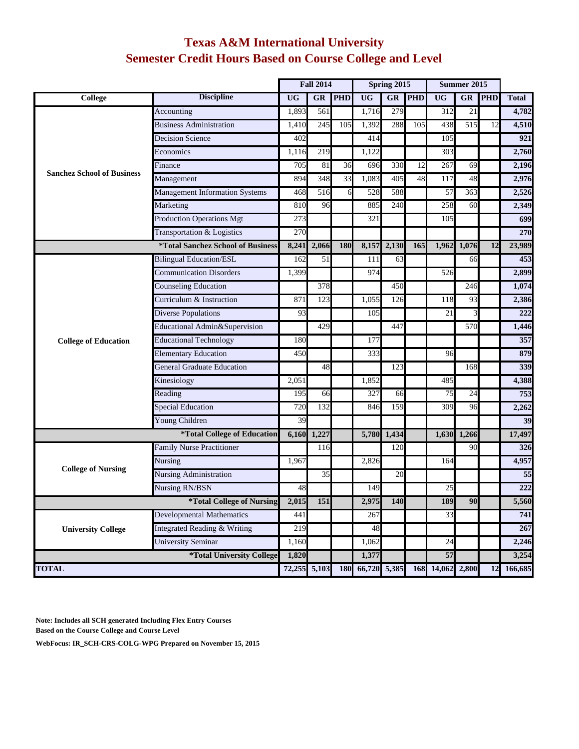# Texas A&M International University
# Semester Credit Hours Based on Course College and Level

| | | Fall 2014 | | | Spring 2015 | | | Summer 2015 | | | |
|---|---|---|---|---|---|---|---|---|---|---|---|
| **College** | **Discipline** | **UG** | **GR** | **PHD** | **UG** | **GR** | **PHD** | **UG** | **GR** | **PHD** | **Total** |
| **Sanchez School of Business** | Accounting | 1,893 | 561 | | 1,716 | 279 | | 312 | 21 | | **4,782** |
| | Business Administration | 1,410 | 245 | 105 | 1,392 | 288 | 105 | 438 | 515 | 12 | **4,510** |
| | Decision Science | 402 | | | 414 | | | 105 | | | **921** |
| | Economics | 1,116 | 219 | | 1,122 | | | 303 | | | **2,760** |
| | Finance | 705 | 81 | 36 | 696 | 330 | 12 | 267 | 69 | | **2,196** |
| | Management | 894 | 348 | 33 | 1,083 | 405 | 48 | 117 | 48 | | **2,976** |
| | Management Information Systems | 468 | 516 | 6 | 528 | 588 | | 57 | 363 | | **2,526** |
| | Marketing | 810 | 96 | | 885 | 240 | | 258 | 60 | | **2,349** |
| | Production Operations Mgt | 273 | | | 321 | | | 105 | | | **699** |
| | Transportation & Logistics | 270 | | | | | | | | | **270** |
| | **\*Total Sanchez School of Business** | **8,241** | **2,066** | **180** | **8,157** | **2,130** | **165** | **1,962** | **1,076** | **12** | **23,989** |
| **College of Education** | Bilingual Education/ESL | 162 | 51 | | 111 | 63 | | | 66 | | **453** |
| | Communication Disorders | 1,399 | | | 974 | | | 526 | | | **2,899** |
| | Counseling Education | | 378 | | | 450 | | | 246 | | **1,074** |
| | Curriculum & Instruction | 871 | 123 | | 1,055 | 126 | | 118 | 93 | | **2,386** |
| | Diverse Populations | 93 | | | 105 | | | 21 | 3 | | **222** |
| | Educational Admin&Supervision | | 429 | | | 447 | | | 570 | | **1,446** |
| | Educational Technology | 180 | | | 177 | | | | | | **357** |
| | Elementary Education | 450 | | | 333 | | | 96 | | | **879** |
| | General Graduate Education | | 48 | | | 123 | | | 168 | | **339** |
| | Kinesiology | 2,051 | | | 1,852 | | | 485 | | | **4,388** |
| | Reading | 195 | 66 | | 327 | 66 | | 75 | 24 | | **753** |
| | Special Education | 720 | 132 | | 846 | 159 | | 309 | 96 | | **2,262** |
| | Young Children | 39 | | | | | | | | | **39** |
| | **\*Total College of Education** | **6,160** | **1,227** | | **5,780** | **1,434** | | **1,630** | **1,266** | | **17,497** |
| **College of Nursing** | Family Nurse Practitioner | | 116 | | | 120 | | | 90 | | **326** |
| | Nursing | 1,967 | | | 2,826 | | | 164 | | | **4,957** |
| | Nursing Administration | | 35 | | | 20 | | | | | **55** |
| | Nursing RN/BSN | 48 | | | 149 | | | 25 | | | **222** |
| | **\*Total College of Nursing** | **2,015** | **151** | | **2,975** | **140** | | **189** | **90** | | **5,560** |
| **University College** | Developmental Mathematics | 441 | | | 267 | | | 33 | | | **741** |
| | Integrated Reading & Writing | 219 | | | 48 | | | | | | **267** |
| | University Seminar | 1,160 | | | 1,062 | | | 24 | | | **2,246** |
| | **\*Total University College** | **1,820** | | | **1,377** | | | **57** | | | **3,254** |
| **TOTAL** | | **72,255** | **5,103** | **180** | **66,720** | **5,385** | **168** | **14,062** | **2,800** | **12** | **166,685** |

**Note: Includes all SCH generated Including Flex Entry Courses**
**Based on the Course College and Course Level**

**WebFocus: IR_SCH-CRS-COLG-WPG Prepared on November 15, 2015**